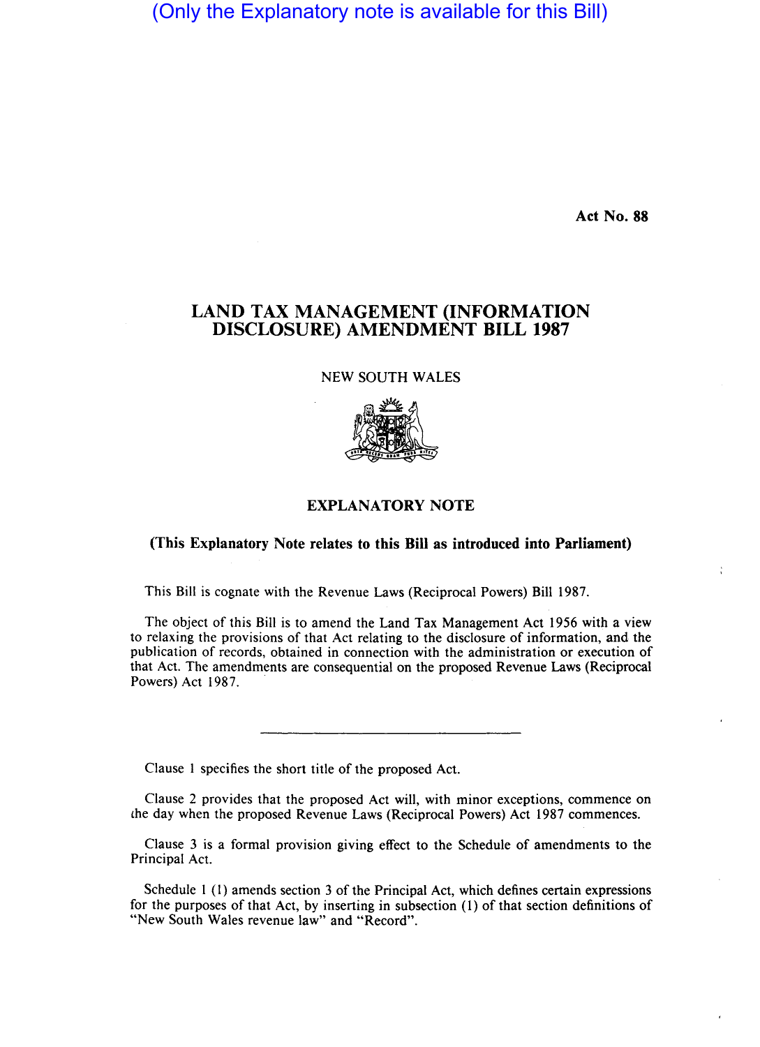(Only the Explanatory note is available for this Bill)

**Act No. 88**

# LAND TAX MANAGEMENT (INFORMATION DISCLOSURE) AMENDMENT BILL 1987

NEW SOUTH WALES

## EXPLANATORY NOTE

**(This Explanatory Note relates to this Bill as introduced into Parliament)**

This Bill is cognate with the Revenue Laws (Reciprocal Powers) Bill 1987.

The object of this Bill is to amend the Land Tax Management Act 1956 with a view to relaxing the provisions of that Act relating to the disclosure of information, and the publication of records, obtained in connection with the administration or execution of that Act. The amendments are consequential on the proposed Revenue Laws (Reciprocal Powers) Act 1987.

---

Clause 1 specifies the short title of the proposed Act.

Clause 2 provides that the proposed Act will, with minor exceptions, commence on the day when the proposed Revenue Laws (Reciprocal Powers) Act 1987 commences.

Clause 3 is a formal provision giving effect to the Schedule of amendments to the Principal Act.

Schedule 1 (1) amends section 3 of the Principal Act, which defines certain expressions for the purposes of that Act, by inserting in subsection (1) of that section definitions of "New South Wales revenue law" and "Record".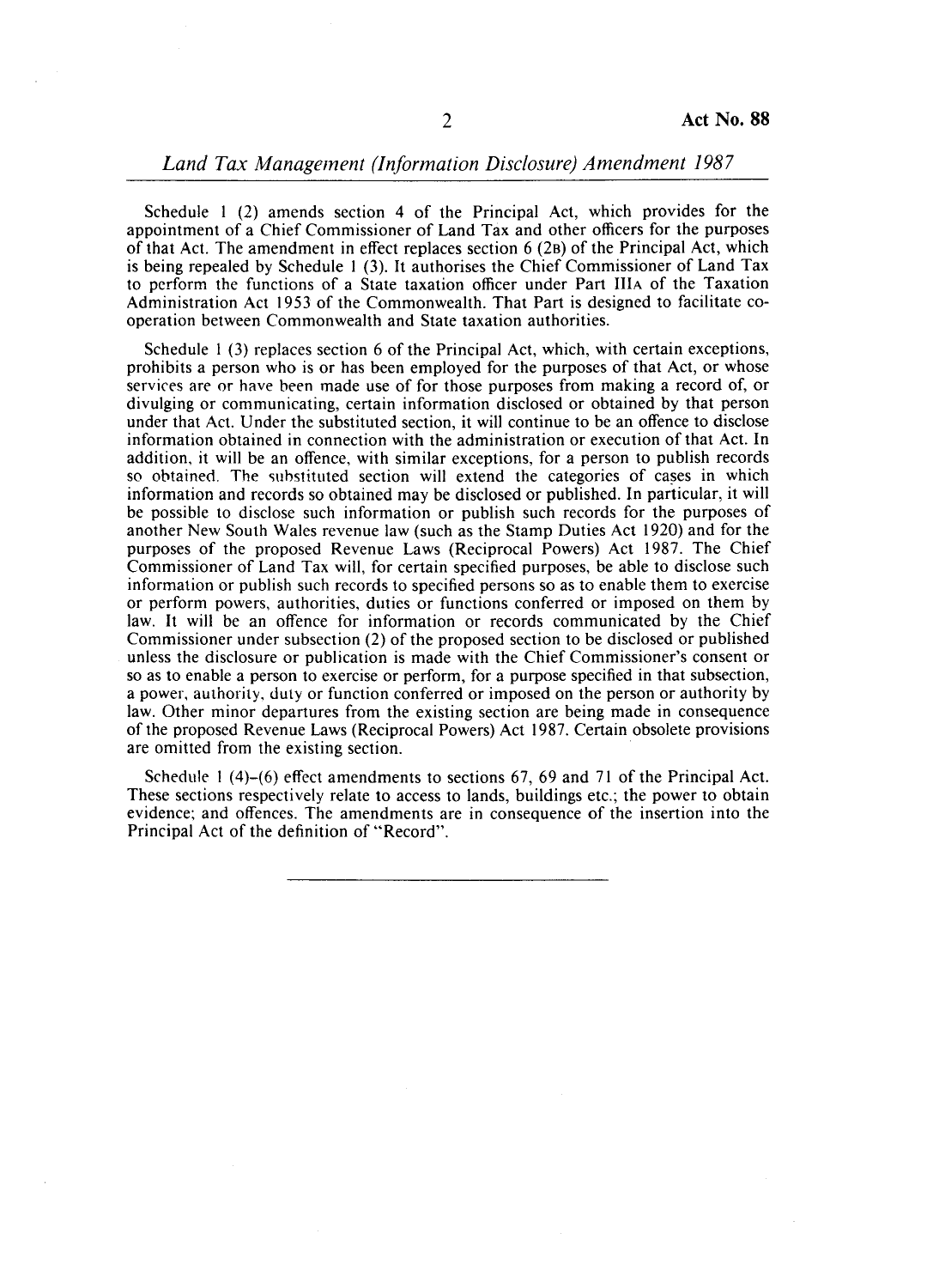Schedule 1 (2) amends section 4 of the Principal Act, which provides for the appointment of a Chief Commissioner of Land Tax and other officers for the purposes of that Act. The amendment in effect replaces section 6 (2B) of the Principal Act, which is being repealed by Schedule 1 (3). It authorises the Chief Commissioner of Land Tax to perform the functions of a State taxation officer under Part IIIA of the Taxation Administration Act 1953 of the Commonwealth. That Part is designed to facilitate co-operation between Commonwealth and State taxation authorities.

Schedule 1 (3) replaces section 6 of the Principal Act, which, with certain exceptions, prohibits a person who is or has been employed for the purposes of that Act, or whose services are or have been made use of for those purposes from making a record of, or divulging or communicating, certain information disclosed or obtained by that person under that Act. Under the substituted section, it will continue to be an offence to disclose information obtained in connection with the administration or execution of that Act. In addition, it will be an offence, with similar exceptions, for a person to publish records so obtained. The substituted section will extend the categories of cases in which information and records so obtained may be disclosed or published. In particular, it will be possible to disclose such information or publish such records for the purposes of another New South Wales revenue law (such as the Stamp Duties Act 1920) and for the purposes of the proposed Revenue Laws (Reciprocal Powers) Act 1987. The Chief Commissioner of Land Tax will, for certain specified purposes, be able to disclose such information or publish such records to specified persons so as to enable them to exercise or perform powers, authorities, duties or functions conferred or imposed on them by law. It will be an offence for information or records communicated by the Chief Commissioner under subsection (2) of the proposed section to be disclosed or published unless the disclosure or publication is made with the Chief Commissioner's consent or so as to enable a person to exercise or perform, for a purpose specified in that subsection, a power, authority, duty or function conferred or imposed on the person or authority by law. Other minor departures from the existing section are being made in consequence of the proposed Revenue Laws (Reciprocal Powers) Act 1987. Certain obsolete provisions are omitted from the existing section.

Schedule 1 (4)–(6) effect amendments to sections 67, 69 and 71 of the Principal Act. These sections respectively relate to access to lands, buildings etc.; the power to obtain evidence; and offences. The amendments are in consequence of the insertion into the Principal Act of the definition of "Record".